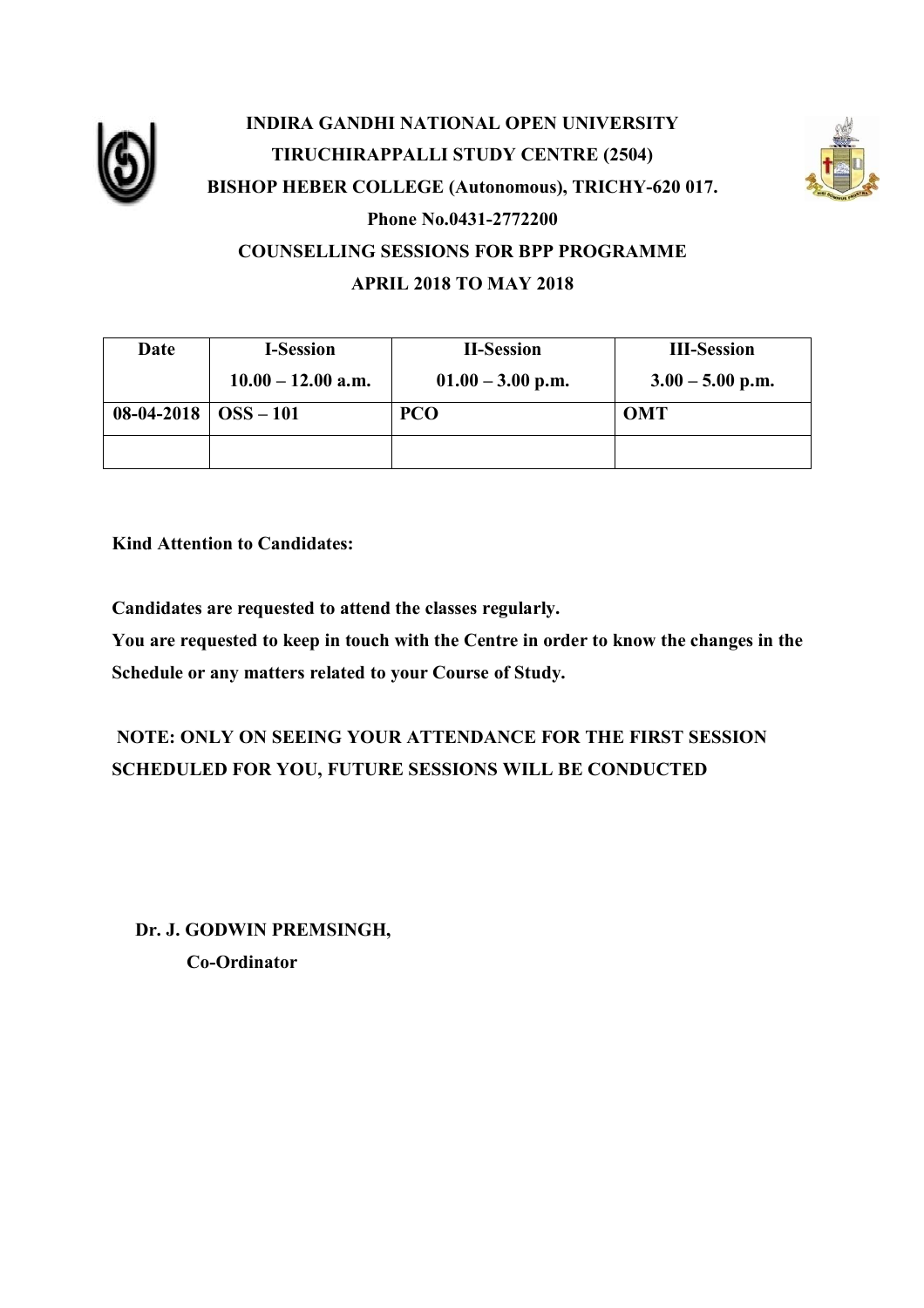# INDIRA GANDHI NATIONAL OPEN UNIVERSITY

## TIRUCHIRAPPALLI STUDY CENTRE (2504)

## BISHOP HEBER COLLEGE (Autonomous), TRICHY-620 017.

**Phone No.0431-2772200**

## COUNSELLING SESSIONS FOR BPP PROGRAMME

## APRIL 2018 TO MAY 2018

| Date | I-Session<br>10.00 – 12.00 a.m. | II-Session<br>01.00 – 3.00 p.m. | III-Session<br>3.00 – 5.00 p.m. |
|---|---|---|---|
| 08-04-2018 | OSS – 101 | PCO | OMT |
| | | | |

**Kind Attention to Candidates:**

**Candidates are requested to attend the classes regularly.**

**You are requested to keep in touch with the Centre in order to know the changes in the Schedule or any matters related to your Course of Study.**

**NOTE: ONLY ON SEEING YOUR ATTENDANCE FOR THE FIRST SESSION SCHEDULED FOR YOU, FUTURE SESSIONS WILL BE CONDUCTED**

**Dr. J. GODWIN PREMSINGH,**

**Co-Ordinator**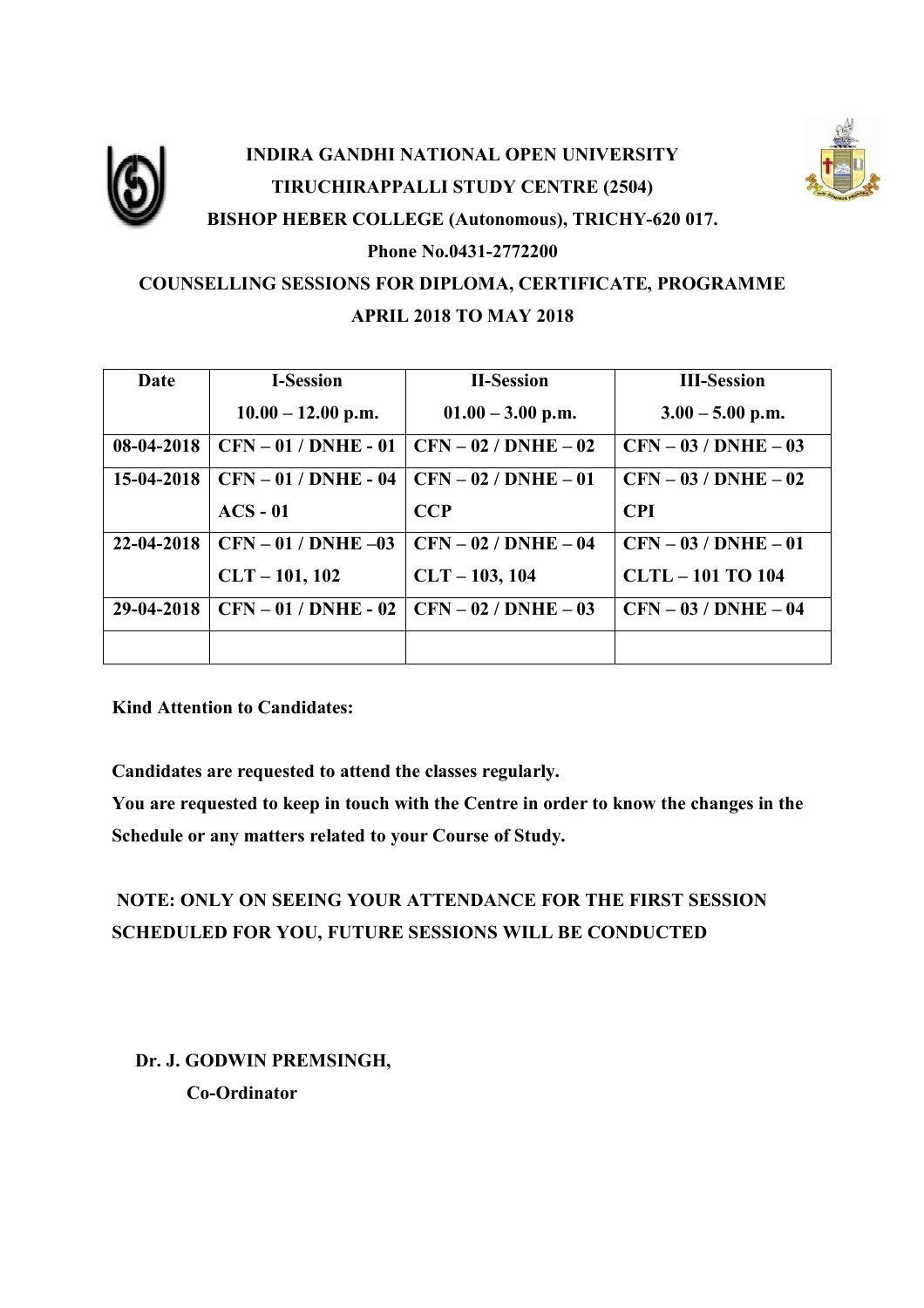**INDIRA GANDHI NATIONAL OPEN UNIVERSITY**

**TIRUCHIRAPPALLI STUDY CENTRE (2504)**

**BISHOP HEBER COLLEGE (Autonomous), TRICHY-620 017.**

**Phone No.0431-2772200**

**COUNSELLING SESSIONS FOR DIPLOMA, CERTIFICATE, PROGRAMME**

**APRIL 2018 TO MAY 2018**

| Date | I-Session<br>10.00 – 12.00 p.m. | II-Session<br>01.00 – 3.00 p.m. | III-Session<br>3.00 – 5.00 p.m. |
|---|---|---|---|
| 08-04-2018 | CFN – 01 / DNHE - 01 | CFN – 02 / DNHE – 02 | CFN – 03 / DNHE – 03 |
| 15-04-2018 | CFN – 01 / DNHE - 04<br>ACS - 01 | CFN – 02 / DNHE – 01<br>CCP | CFN – 03 / DNHE – 02<br>CPI |
| 22-04-2018 | CFN – 01 / DNHE –03<br>CLT – 101, 102 | CFN – 02 / DNHE – 04<br>CLT – 103, 104 | CFN – 03 / DNHE – 01<br>CLTL – 101 TO 104 |
| 29-04-2018 | CFN – 01 / DNHE - 02 | CFN – 02 / DNHE – 03 | CFN – 03 / DNHE – 04 |
| | | | |

**Kind Attention to Candidates:**

**Candidates are requested to attend the classes regularly.**

**You are requested to keep in touch with the Centre in order to know the changes in the Schedule or any matters related to your Course of Study.**

**NOTE: ONLY ON SEEING YOUR ATTENDANCE FOR THE FIRST SESSION SCHEDULED FOR YOU, FUTURE SESSIONS WILL BE CONDUCTED**

**Dr. J. GODWIN PREMSINGH,**

**Co-Ordinator**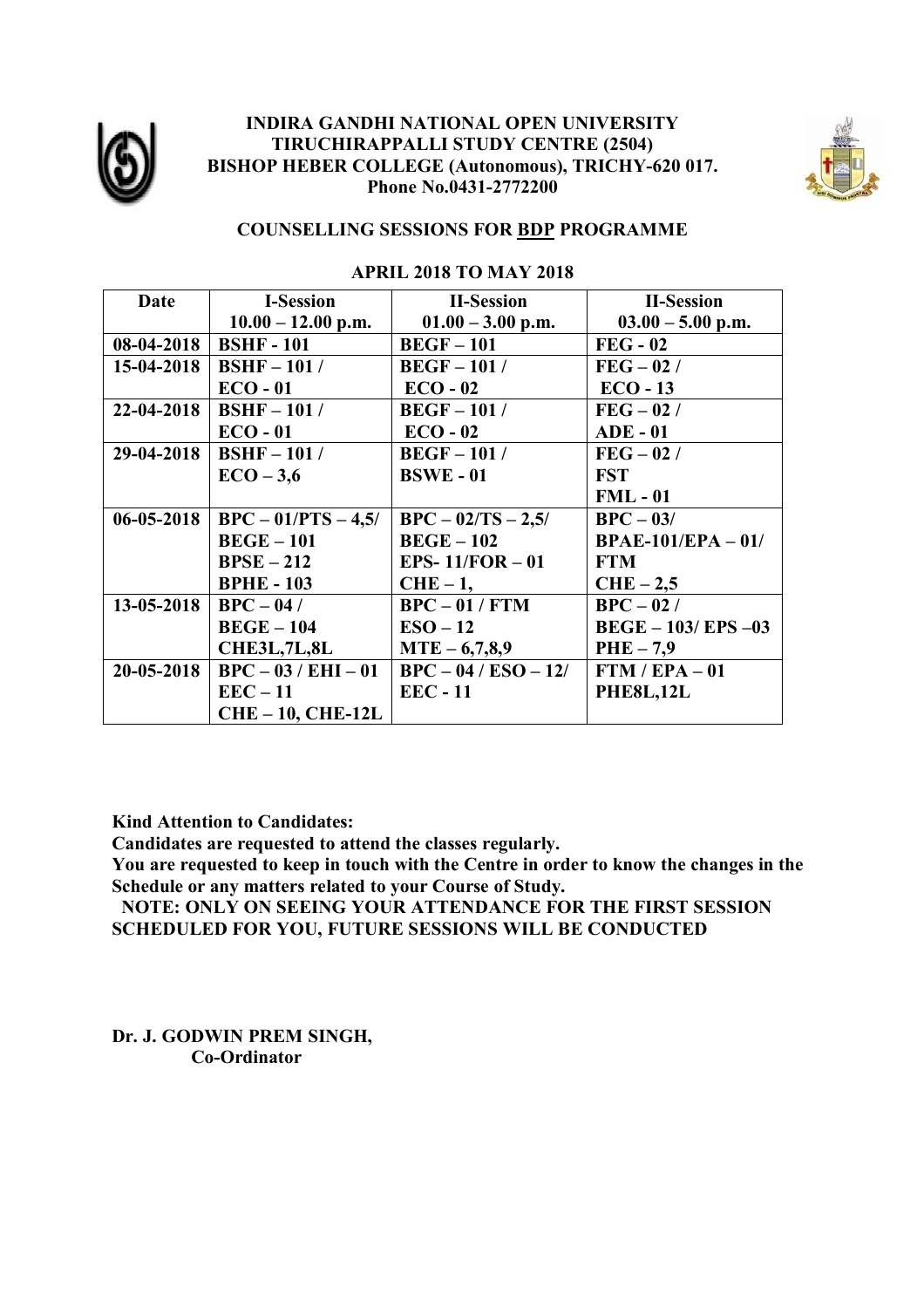**INDIRA GANDHI NATIONAL OPEN UNIVERSITY**
**TIRUCHIRAPPALLI STUDY CENTRE (2504)**
**BISHOP HEBER COLLEGE (Autonomous), TRICHY-620 017.**
**Phone No.0431-2772200**

## COUNSELLING SESSIONS FOR BDP PROGRAMME

### APRIL 2018 TO MAY 2018

| Date | I-Session 10.00 – 12.00 p.m. | II-Session 01.00 – 3.00 p.m. | II-Session 03.00 – 5.00 p.m. |
|---|---|---|---|
| 08-04-2018 | BSHF - 101 | BEGF – 101 | FEG - 02 |
| 15-04-2018 | BSHF – 101 / ECO - 01 | BEGF – 101 / ECO - 02 | FEG – 02 / ECO - 13 |
| 22-04-2018 | BSHF – 101 / ECO - 01 | BEGF – 101 / ECO - 02 | FEG – 02 / ADE - 01 |
| 29-04-2018 | BSHF – 101 / ECO – 3,6 | BEGF – 101 / BSWE - 01 | FEG – 02 / FST FML - 01 |
| 06-05-2018 | BPC – 01/PTS – 4,5/ BEGE – 101 BPSE – 212 BPHE - 103 | BPC – 02/TS – 2,5/ BEGE – 102 EPS- 11/FOR – 01 CHE – 1, | BPC – 03/ BPAE-101/EPA – 01/ FTM CHE – 2,5 |
| 13-05-2018 | BPC – 04 / BEGE – 104 CHE3L,7L,8L | BPC – 01 / FTM ESO – 12 MTE – 6,7,8,9 | BPC – 02 / BEGE – 103/ EPS –03 PHE – 7,9 |
| 20-05-2018 | BPC – 03 / EHI – 01 EEC – 11 CHE – 10, CHE-12L | BPC – 04 / ESO – 12/ EEC - 11 | FTM / EPA – 01 PHE8L,12L |

**Kind Attention to Candidates:**
**Candidates are requested to attend the classes regularly.**
**You are requested to keep in touch with the Centre in order to know the changes in the Schedule or any matters related to your Course of Study.**
**NOTE: ONLY ON SEEING YOUR ATTENDANCE FOR THE FIRST SESSION SCHEDULED FOR YOU, FUTURE SESSIONS WILL BE CONDUCTED**

**Dr. J. GODWIN PREM SINGH,**
**Co-Ordinator**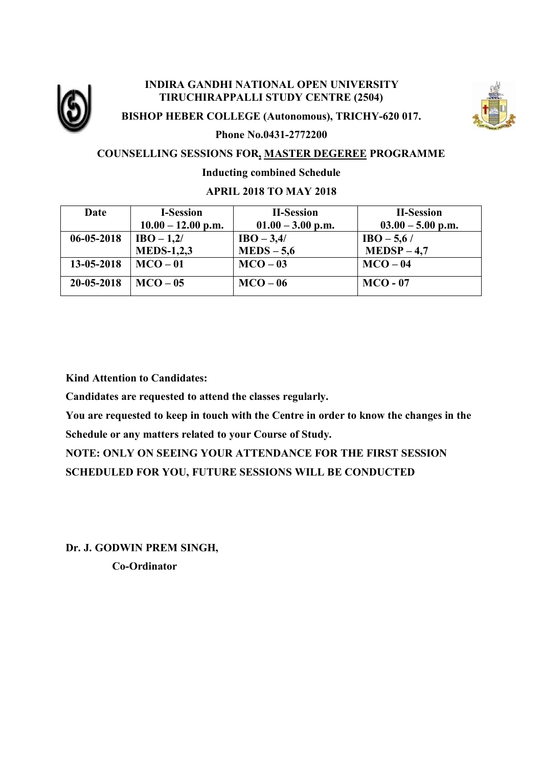**INDIRA GANDHI NATIONAL OPEN UNIVERSITY**
**TIRUCHIRAPPALLI STUDY CENTRE (2504)**

**BISHOP HEBER COLLEGE (Autonomous), TRICHY-620 017.**

**Phone No.0431-2772200**

**COUNSELLING SESSIONS FOR, MASTER DEGEREE PROGRAMME**

**Inducting combined Schedule**

**APRIL 2018 TO MAY 2018**

| Date | I-Session 10.00 – 12.00 p.m. | II-Session 01.00 – 3.00 p.m. | II-Session 03.00 – 5.00 p.m. |
|---|---|---|---|
| 06-05-2018 | IBO – 1,2/ MEDS-1,2,3 | IBO – 3,4/ MEDS – 5,6 | IBO – 5,6 / MEDSP – 4,7 |
| 13-05-2018 | MCO – 01 | MCO – 03 | MCO – 04 |
| 20-05-2018 | MCO – 05 | MCO – 06 | MCO - 07 |

**Kind Attention to Candidates:**

**Candidates are requested to attend the classes regularly.**

**You are requested to keep in touch with the Centre in order to know the changes in the Schedule or any matters related to your Course of Study.**

**NOTE: ONLY ON SEEING YOUR ATTENDANCE FOR THE FIRST SESSION SCHEDULED FOR YOU, FUTURE SESSIONS WILL BE CONDUCTED**

**Dr. J. GODWIN PREM SINGH,**

**Co-Ordinator**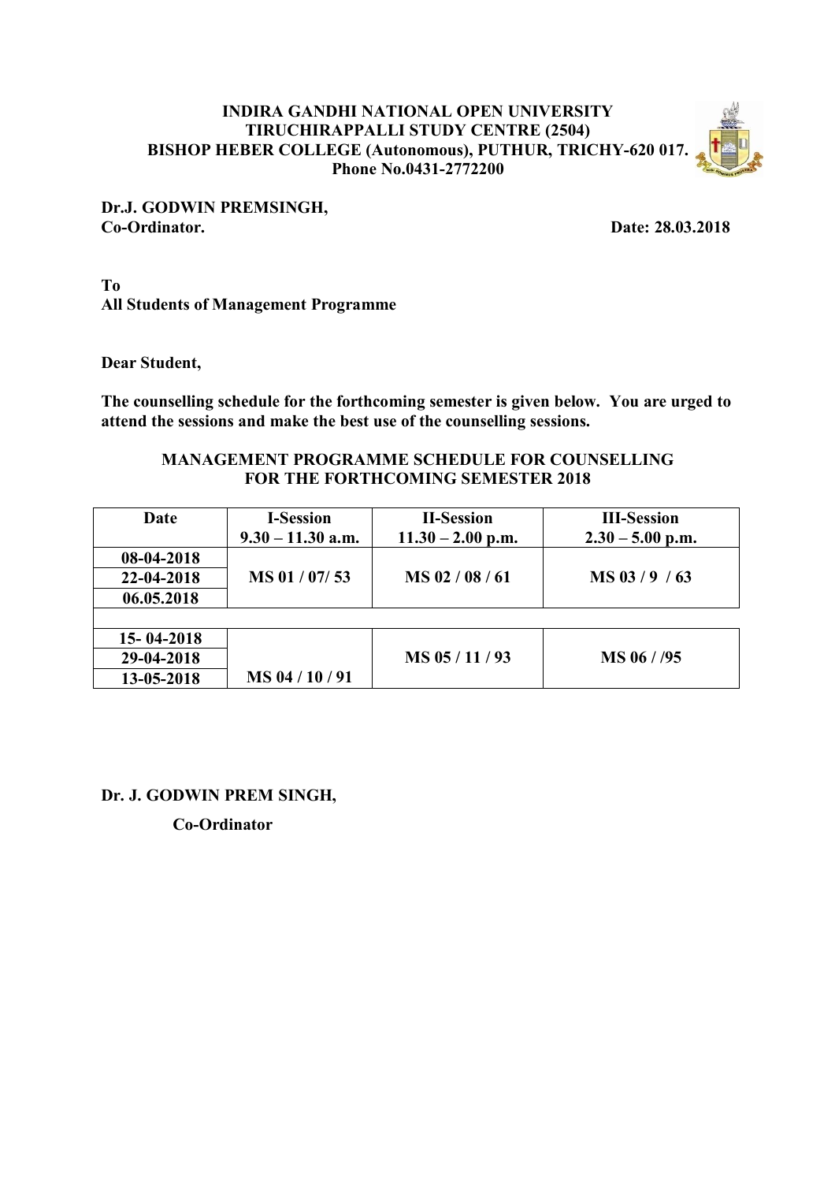**INDIRA GANDHI NATIONAL OPEN UNIVERSITY**
**TIRUCHIRAPPALLI STUDY CENTRE (2504)**
**BISHOP HEBER COLLEGE (Autonomous), PUTHUR, TRICHY-620 017.**
**Phone No.0431-2772200**

**Dr.J. GODWIN PREMSINGH,**
**Co-Ordinator.**

**Date: 28.03.2018**

**To**
**All Students of Management Programme**

**Dear Student,**

**The counselling schedule for the forthcoming semester is given below. You are urged to attend the sessions and make the best use of the counselling sessions.**

**MANAGEMENT PROGRAMME SCHEDULE FOR COUNSELLING FOR THE FORTHCOMING SEMESTER 2018**

| Date | I-Session 9.30 – 11.30 a.m. | II-Session 11.30 – 2.00 p.m. | III-Session 2.30 – 5.00 p.m. |
|---|---|---|---|
| 08-04-2018 | MS 01 / 07/ 53 | MS 02 / 08 / 61 | MS 03 / 9 / 63 |
| 22-04-2018 | | | |
| 06.05.2018 | | | |
| | | | |
| 15- 04-2018 | MS 04 / 10 / 91 | MS 05 / 11 / 93 | MS 06 / /95 |
| 29-04-2018 | | | |
| 13-05-2018 | | | |

**Dr. J. GODWIN PREM SINGH,**

**Co-Ordinator**